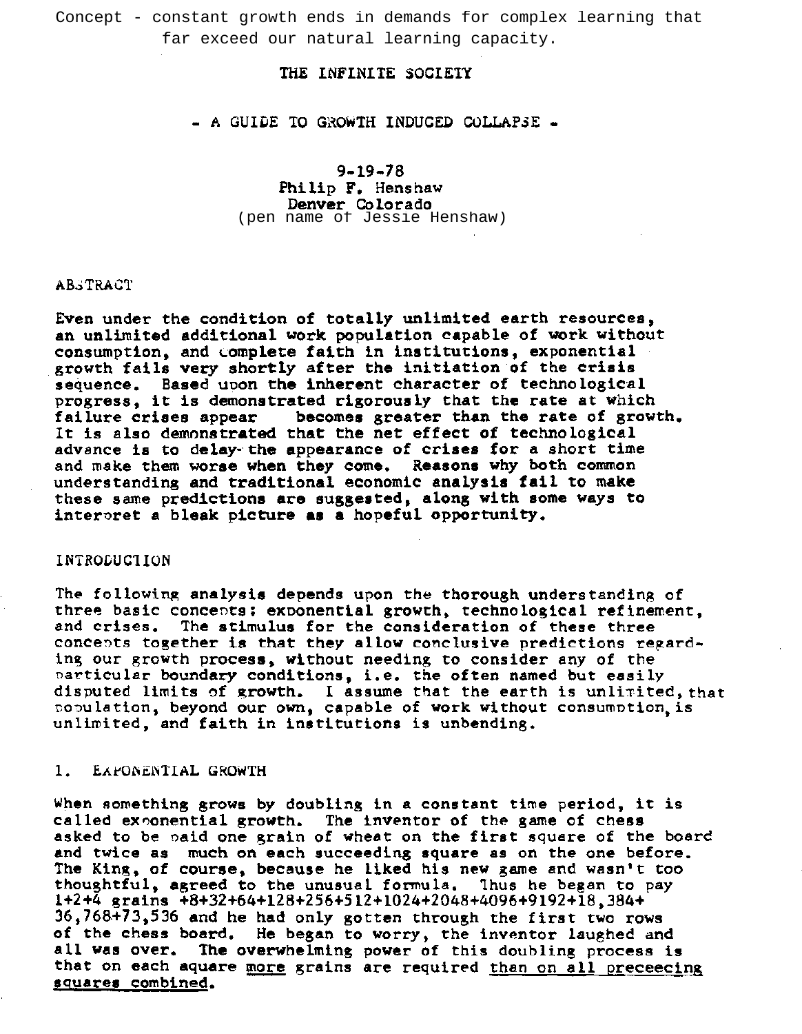Concept - constant growth ends in demands for complex learning that far exceed our natural learning capacity.

# THE INFINITE SOCIETY

## - A GUIDE TO GROWTH INDUCED COLLAPSE -

9-19-78
Philip F. Henshaw
Denver Colorado
(pen name of Jessie Henshaw)

## ABSTRACT

Even under the condition of totally unlimited earth resources, an unlimited additional work population capable of work without consumption, and complete faith in institutions, exponential growth fails very shortly after the initiation of the crisis sequence. Based upon the inherent character of technological progress, it is demonstrated rigorously that the rate at which failure crises appear becomes greater than the rate of growth. It is also demonstrated that the net effect of technological advance is to delay the appearance of crises for a short time and make them worse when they come. Reasons why both common understanding and traditional economic analysis fail to make these same predictions are suggested, along with some ways to interpret a bleak picture as a hopeful opportunity.

## INTRODUCTION

The following analysis depends upon the thorough understanding of three basic concepts: exponential growth, technological refinement, and crises. The stimulus for the consideration of these three concepts together is that they allow conclusive predictions regarding our growth process, without needing to consider any of the particular boundary conditions, i.e. the often named but easily disputed limits of growth. I assume that the earth is unlimited, that population, beyond our own, capable of work without consumption, is unlimited, and faith in institutions is unbending.

## 1. EXPONENTIAL GROWTH

When something grows by doubling in a constant time period, it is called exponential growth. The inventor of the game of chess asked to be paid one grain of wheat on the first square of the board and twice as much on each succeeding square as on the one before. The King, of course, because he liked his new game and wasn't too thoughtful, agreed to the unusual formula. Thus he began to pay 1+2+4 grains +8+32+64+128+256+512+1024+2048+4096+9192+18,384+36,768+73,536 and he had only gotten through the first two rows of the chess board. He began to worry, the inventor laughed and all was over. The overwhelming power of this doubling process is that on each aquare <u>more</u> grains are required <u>than on all preceecing squares combined</u>.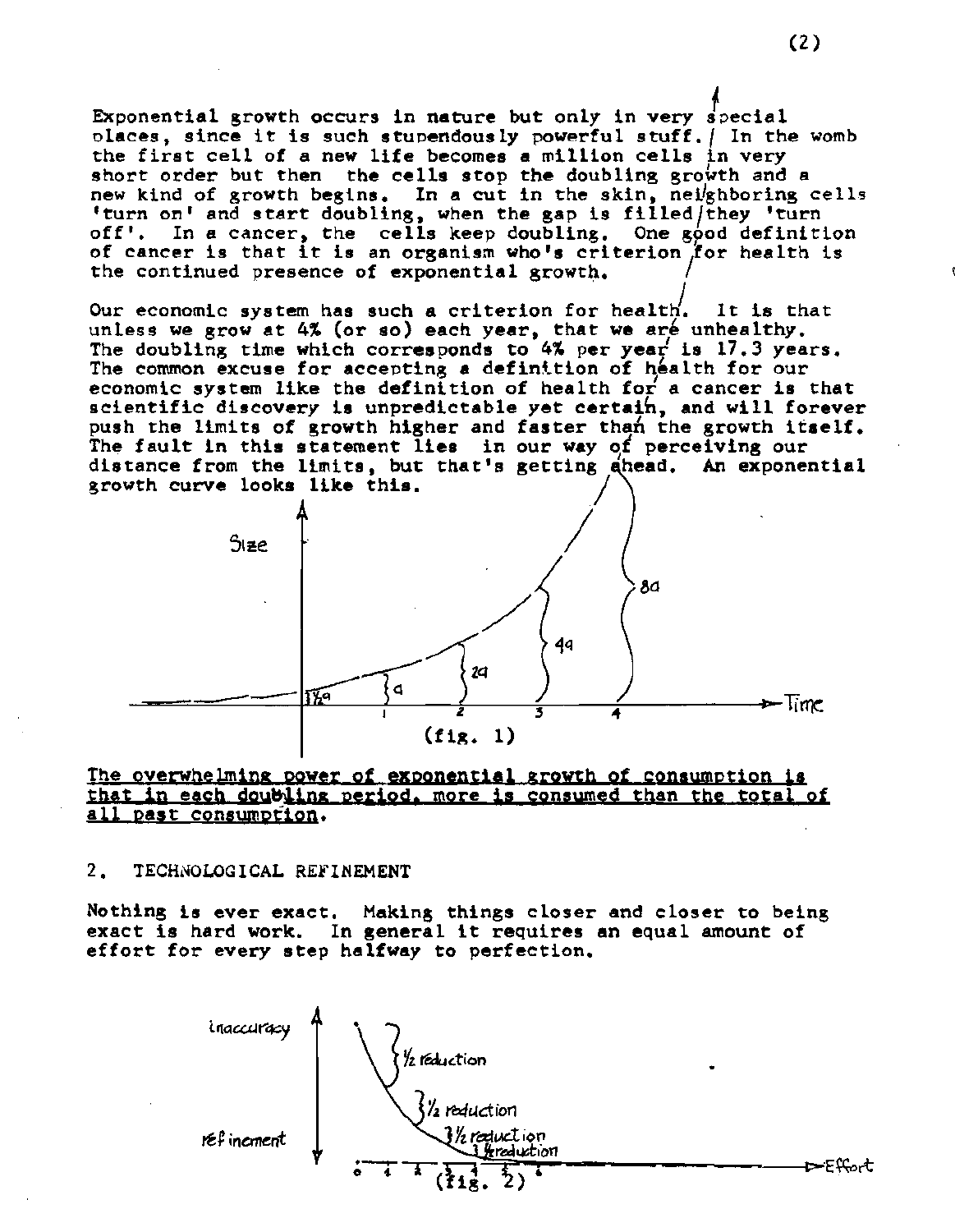Exponential growth occurs in nature but only in very special places, since it is such stupendously powerful stuff. In the womb the first cell of a new life becomes a million cells in very short order but then the cells stop the doubling growth and a new kind of growth begins. In a cut in the skin, neighboring cells 'turn on' and start doubling, when the gap is filled they 'turn off'. In a cancer, the cells keep doubling. One good definition of cancer is that it is an organism who's criterion for health is the continued presence of exponential growth.

Our economic system has such a criterion for health. It is that unless we grow at 4% (or so) each year, that we are unhealthy. The doubling time which corresponds to 4% per year is 17.3 years. The common excuse for accepting a definition of health for our economic system like the definition of health for a cancer is that scientific discovery is unpredictable yet certain, and will forever push the limits of growth higher and faster than the growth itself. The fault in this statement lies in our way of perceiving our distance from the limits, but that's getting ahead. An exponential growth curve looks like this.

(fig. 1)

<u>The overwhelming power of exponential growth of consumption is that in each doubling period, more is consumed than the total of all past consumption.</u>

## 2. TECHNOLOGICAL REFINEMENT

Nothing is ever exact. Making things closer and closer to being exact is hard work. In general it requires an equal amount of effort for every step halfway to perfection.

(fig. 2)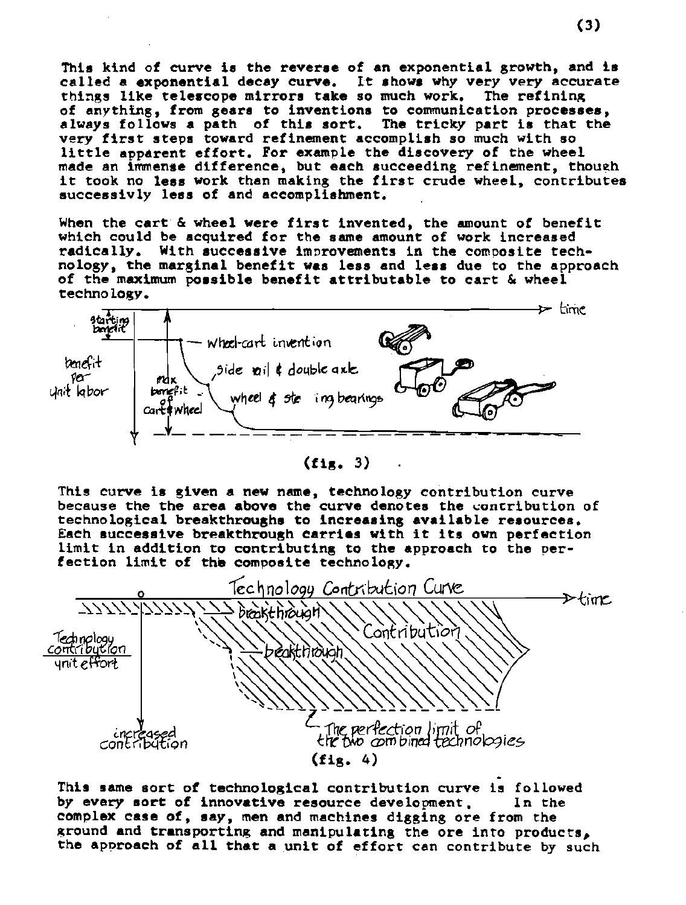This kind of curve is the reverse of an exponential growth, and is called a exponential decay curve. It shows why very very accurate things like telescope mirrors take so much work. The refining of anything, from gears to inventions to communication processes, always follows a path of this sort. The tricky part is that the very first steps toward refinement accomplish so much with so little apparent effort. For example the discovery of the wheel made an immense difference, but each succeeding refinement, though it took no less work than making the first crude wheel, contributes successivly less of and accomplishment.

When the cart & wheel were first invented, the amount of benefit which could be acquired for the same amount of work increased radically. With successive improvements in the composite technology, the marginal benefit was less and less due to the approach of the maximum possible benefit attributable to cart & wheel technology.

(fig. 3)

This curve is given a new name, technology contribution curve because the the area above the curve denotes the contribution of technological breakthroughs to increasing available resources. Each successive breakthrough carries with it its own perfection limit in addition to contributing to the approach to the perfection limit of the composite technology.

(fig. 4)

This same sort of technological contribution curve is followed by every sort of innovative resource development. In the complex case of, say, men and machines digging ore from the ground and transporting and manipulating the ore into products, the approach of all that a unit of effort can contribute by such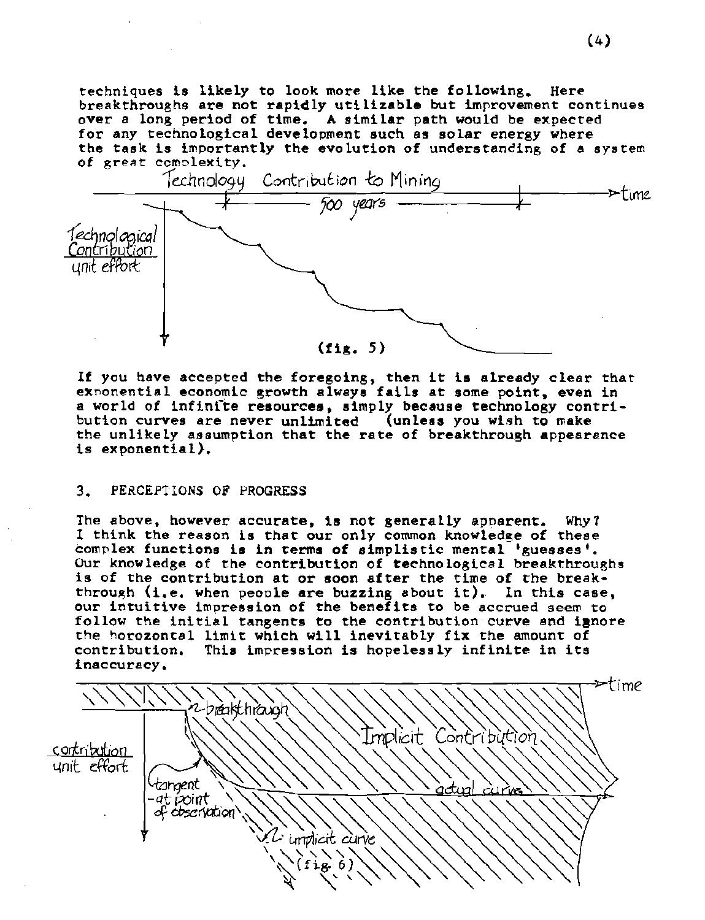techniques is likely to look more like the following. Here breakthroughs are not rapidly utilizable but improvement continues over a long period of time. A similar path would be expected for any technological development such as solar energy where the task is importantly the evolution of understanding of a system of great complexity.

(fig. 5)

If you have accepted the foregoing, then it is already clear that exponential economic growth always fails at some point, even in a world of infinite resources, simply because technology contribution curves are never unlimited (unless you wish to make the unlikely assumption that the rate of breakthrough appearance is exponential).

## 3. PERCEPTIONS OF PROGRESS

The above, however accurate, is not generally apparent. Why? I think the reason is that our only common knowledge of these complex functions is in terms of simplistic mental 'guesses'. Our knowledge of the contribution of technological breakthroughs is of the contribution at or soon after the time of the breakthrough (i.e. when people are buzzing about it). In this case, our intuitive impression of the benefits to be accrued seem to follow the initial tangents to the contribution curve and ignore the horozontal limit which will inevitably fix the amount of contribution. This impression is hopelessly infinite in its inaccuracy.

(fig. 6)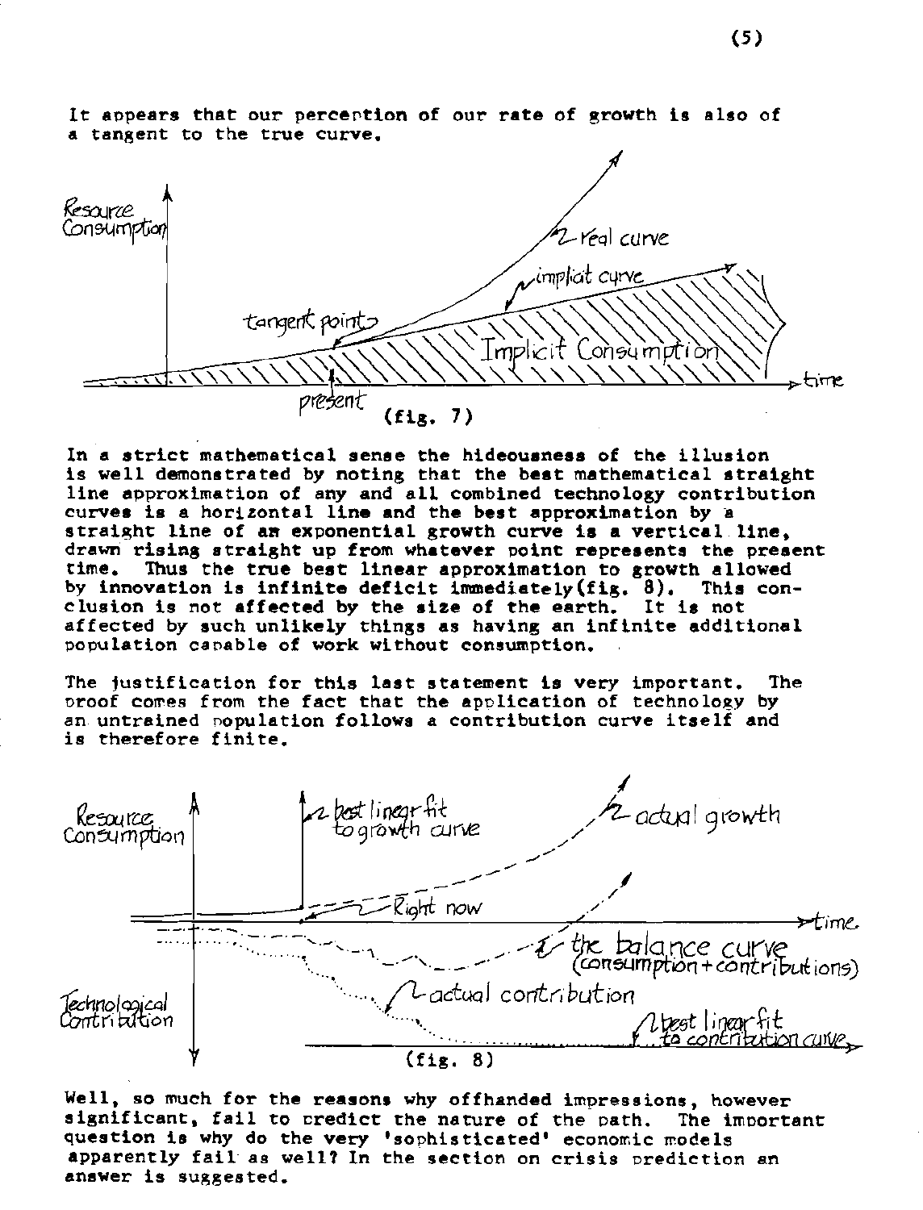It appears that our perception of our rate of growth is also of a tangent to the true curve.

(fig. 7)

In a strict mathematical sense the hideousness of the illusion is well demonstrated by noting that the best mathematical straight line approximation of any and all combined technology contribution curves is a horizontal line and the best approximation by a straight line of an exponential growth curve is a vertical line, drawn rising straight up from whatever point represents the present time. Thus the true best linear approximation to growth allowed by innovation is infinite deficit immediately (fig. 8). This conclusion is not affected by the size of the earth. It is not affected by such unlikely things as having an infinite additional population capable of work without consumption.

The justification for this last statement is very important. The proof comes from the fact that the application of technology by an untrained population follows a contribution curve itself and is therefore finite.

(fig. 8)

Well, so much for the reasons why offhanded impressions, however significant, fail to predict the nature of the path. The important question is why do the very 'sophisticated' economic models apparently fail as well? In the section on crisis prediction an answer is suggested.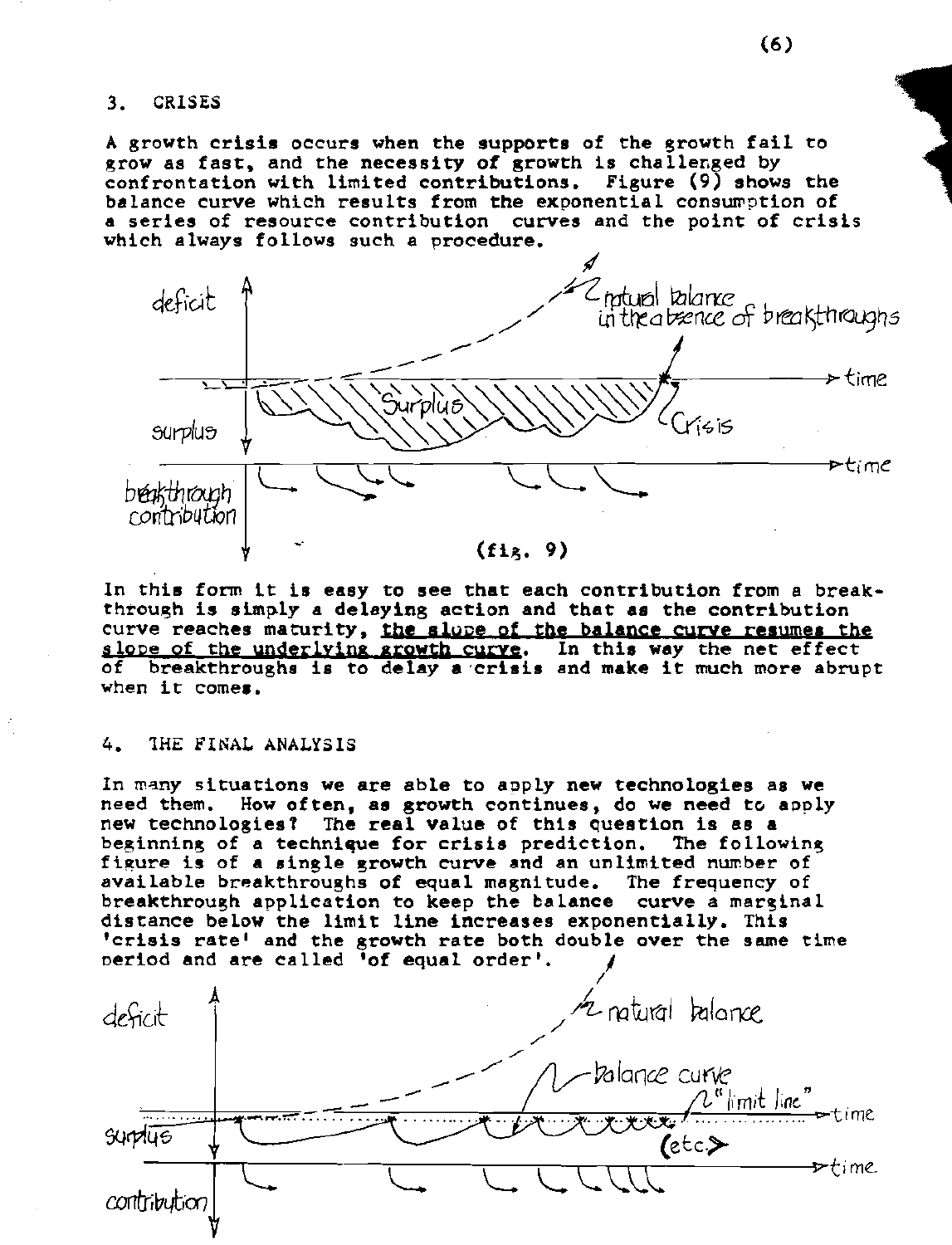## 3. CRISES

A growth crisis occurs when the supports of the growth fail to grow as fast, and the necessity of growth is challenged by confrontation with limited contributions. Figure (9) shows the balance curve which results from the exponential consumption of a series of resource contribution curves and the point of crisis which always follows such a procedure.

(fig. 9)

In this form it is easy to see that each contribution from a breakthrough is simply a delaying action and that as the contribution curve reaches maturity, <u>the slope of the balance curve resumes the slope of the underlying growth curve</u>. In this way the net effect of breakthroughs is to delay a crisis and make it much more abrupt when it comes.

## 4. THE FINAL ANALYSIS

In many situations we are able to apply new technologies as we need them. How often, as growth continues, do we need to apply new technologies? The real value of this question is as a beginning of a technique for crisis prediction. The following figure is of a single growth curve and an unlimited number of available breakthroughs of equal magnitude. The frequency of breakthrough application to keep the balance curve a marginal distance below the limit line increases exponentially. This 'crisis rate' and the growth rate both double over the same time period and are called 'of equal order'.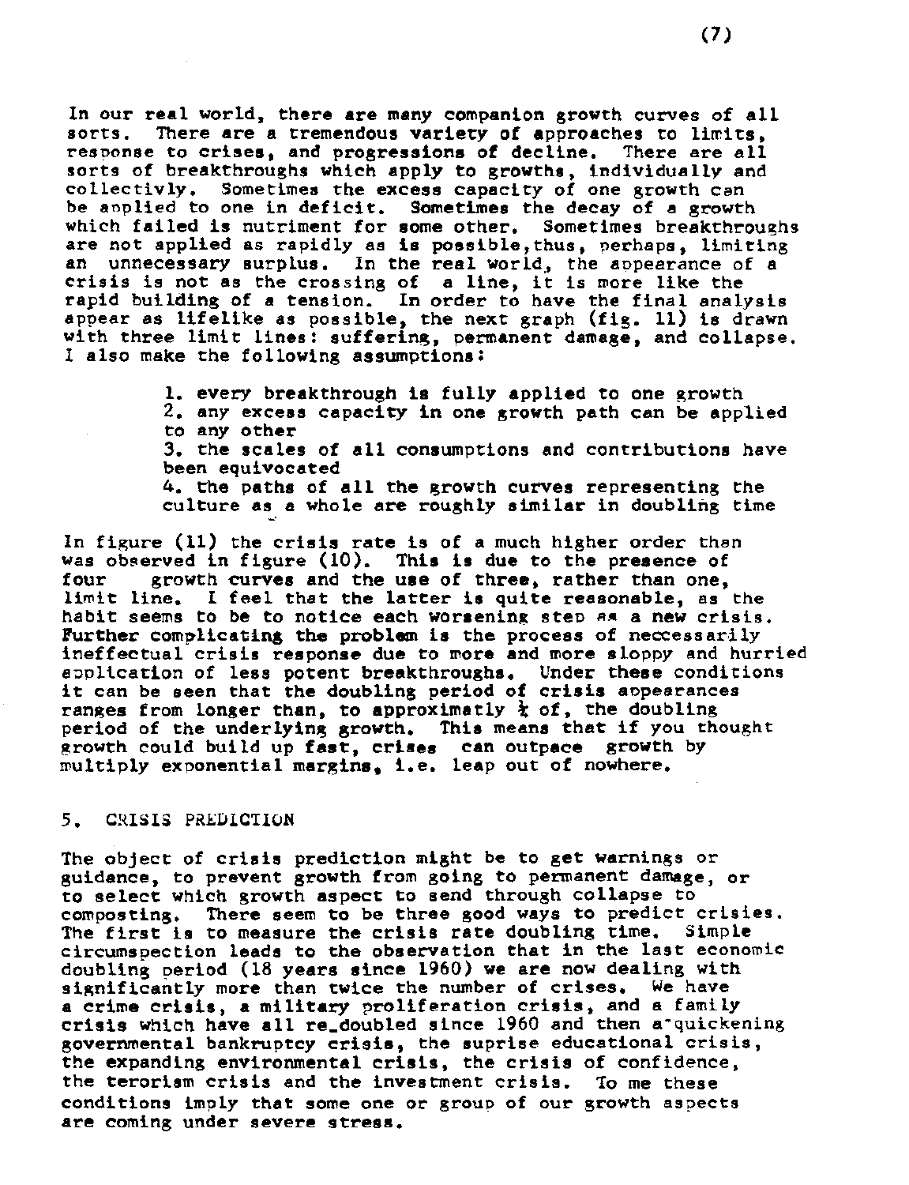In our real world, there are many companion growth curves of all sorts. There are a tremendous variety of approaches to limits, response to crises, and progressions of decline. There are all sorts of breakthroughs which apply to growths, individually and collectivly. Sometimes the excess capacity of one growth can be applied to one in deficit. Sometimes the decay of a growth which failed is nutriment for some other. Sometimes breakthroughs are not applied as rapidly as is possible,thus, perhaps, limiting an unnecessary surplus. In the real world, the appearance of a crisis is not as the crossing of a line, it is more like the rapid building of a tension. In order to have the final analysis appear as lifelike as possible, the next graph (fig. 11) is drawn with three limit lines: suffering, permanent damage, and collapse. I also make the following assumptions:

1. every breakthrough is fully applied to one growth
2. any excess capacity in one growth path can be applied to any other
3. the scales of all consumptions and contributions have been equivocated
4. the paths of all the growth curves representing the culture as a whole are roughly similar in doubling time

In figure (11) the crisis rate is of a much higher order than was observed in figure (10). This is due to the presence of four growth curves and the use of three, rather than one, limit line. I feel that the latter is quite reasonable, as the habit seems to be to notice each worsening step as a new crisis. Further complicating the problem is the process of neccessarily ineffectual crisis response due to more and more sloppy and hurried application of less potent breakthroughs. Under these conditions it can be seen that the doubling period of crisis appearances ranges from longer than, to approximatly ½ of, the doubling period of the underlying growth. This means that if you thought growth could build up fast, crises can outpace growth by multiply exponential margins, i.e. leap out of nowhere.

## 5. CRISIS PREDICTION

The object of crisis prediction might be to get warnings or guidance, to prevent growth from going to permanent damage, or to select which growth aspect to send through collapse to composting. There seem to be three good ways to predict crisies. The first is to measure the crisis rate doubling time. Simple circumspection leads to the observation that in the last economic doubling period (18 years since 1960) we are now dealing with significantly more than twice the number of crises. We have a crime crisis, a military proliferation crisis, and a family crisis which have all re_doubled since 1960 and then a quickening governmental bankruptcy crisis, the suprise educational crisis, the expanding environmental crisis, the crisis of confidence, the terorism crisis and the investment crisis. To me these conditions imply that some one or group of our growth aspects are coming under severe stress.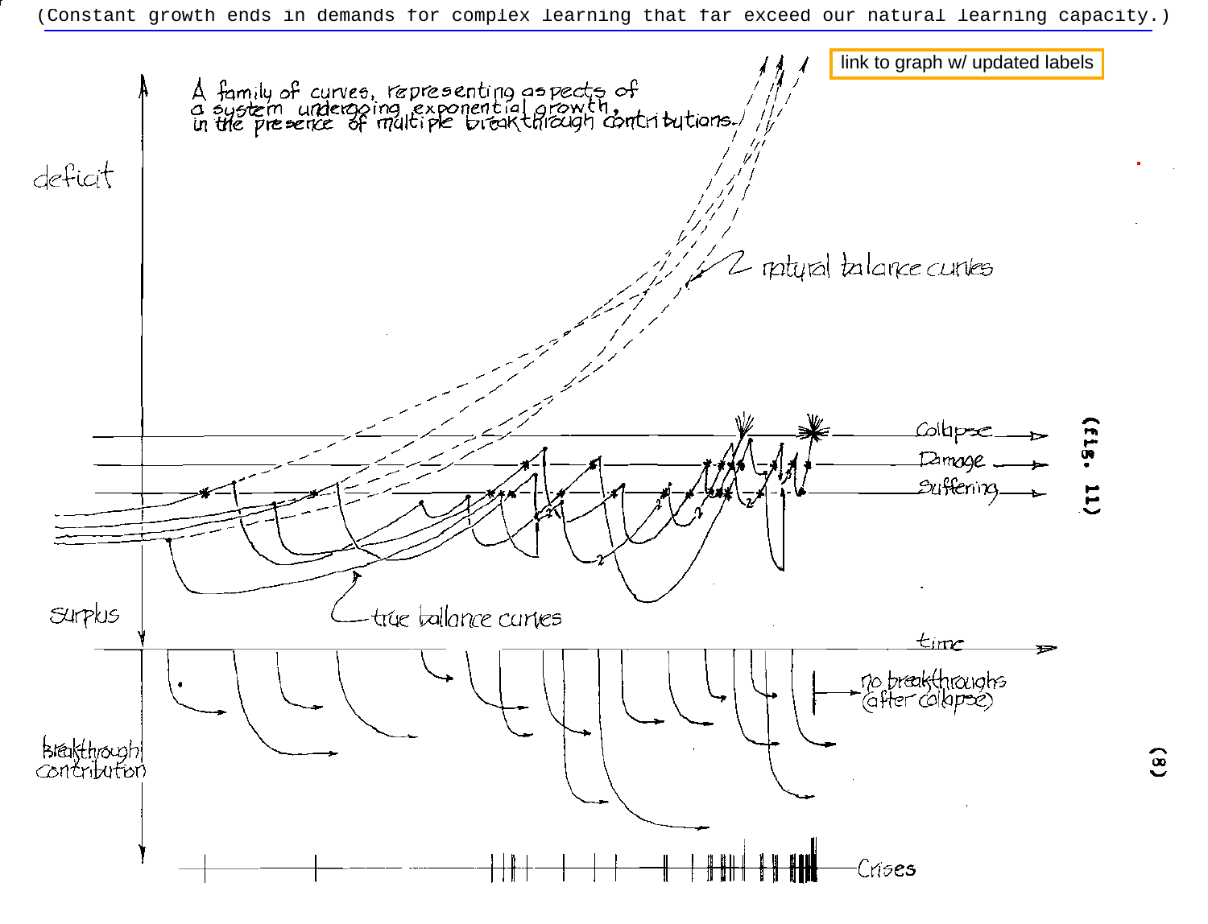(Constant growth ends in demands for complex learning that far exceed our natural learning capacity.)

link to graph w/ updated labels

A family of curves, representing aspects of a system undergoing exponential growth, in the presence of multiple breakthrough contributions.

deficit

2 natural balance curves

Collapse

Damage

Suffering

(fig. 11)

surplus

true balance curves

time

breakthrough contribution

no breakthroughs (after collapse)

Crises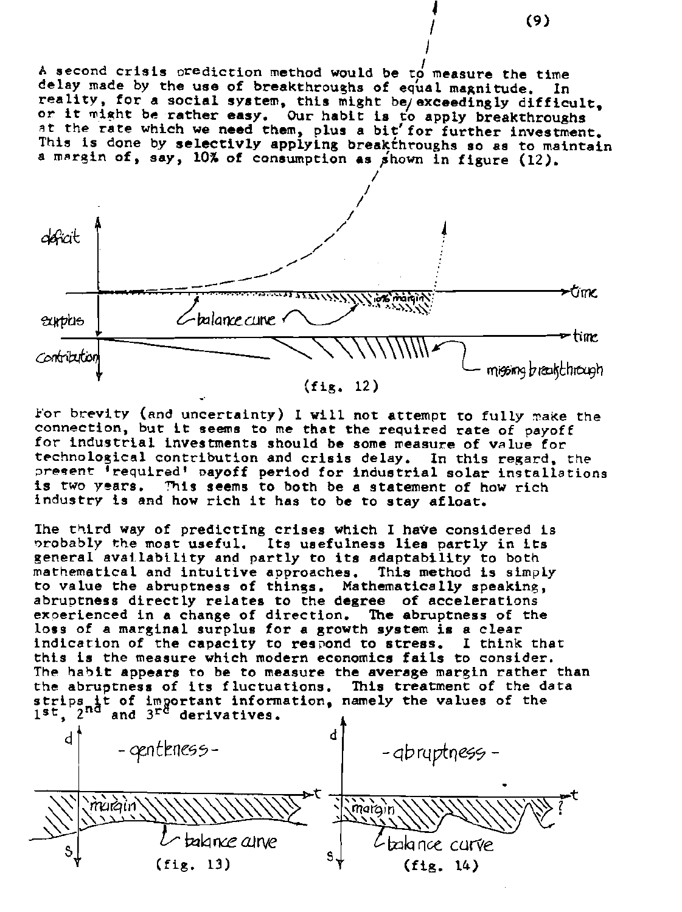A second crisis prediction method would be to measure the time delay made by the use of breakthroughs of equal magnitude. In reality, for a social system, this might be exceedingly difficult, or it might be rather easy. Our habit is to apply breakthroughs at the rate which we need them, plus a bit for further investment. This is done by selectivly applying breakthroughs so as to maintain a margin of, say, 10% of consumption as shown in figure (12).

(fig. 12)

For brevity (and uncertainty) I will not attempt to fully make the connection, but it seems to me that the required rate of payoff for industrial investments should be some measure of value for technological contribution and crisis delay. In this regard, the present 'required' payoff period for industrial solar installations is two years. This seems to both be a statement of how rich industry is and how rich it has to be to stay afloat.

The third way of predicting crises which I have considered is probably the most useful. Its usefulness lies partly in its general availability and partly to its adaptability to both mathematical and intuitive approaches. This method is simply to value the abruptness of things. Mathematically speaking, abruptness directly relates to the degree of accelerations experienced in a change of direction. The abruptness of the loss of a marginal surplus for a growth system is a clear indication of the capacity to respond to stress. I think that this is the measure which modern economics fails to consider. The habit appears to be to measure the average margin rather than the abruptness of its fluctuations. This treatment of the data strips it of important information, namely the values of the 1st, 2nd and 3rd derivatives.

(fig. 13)

(fig. 14)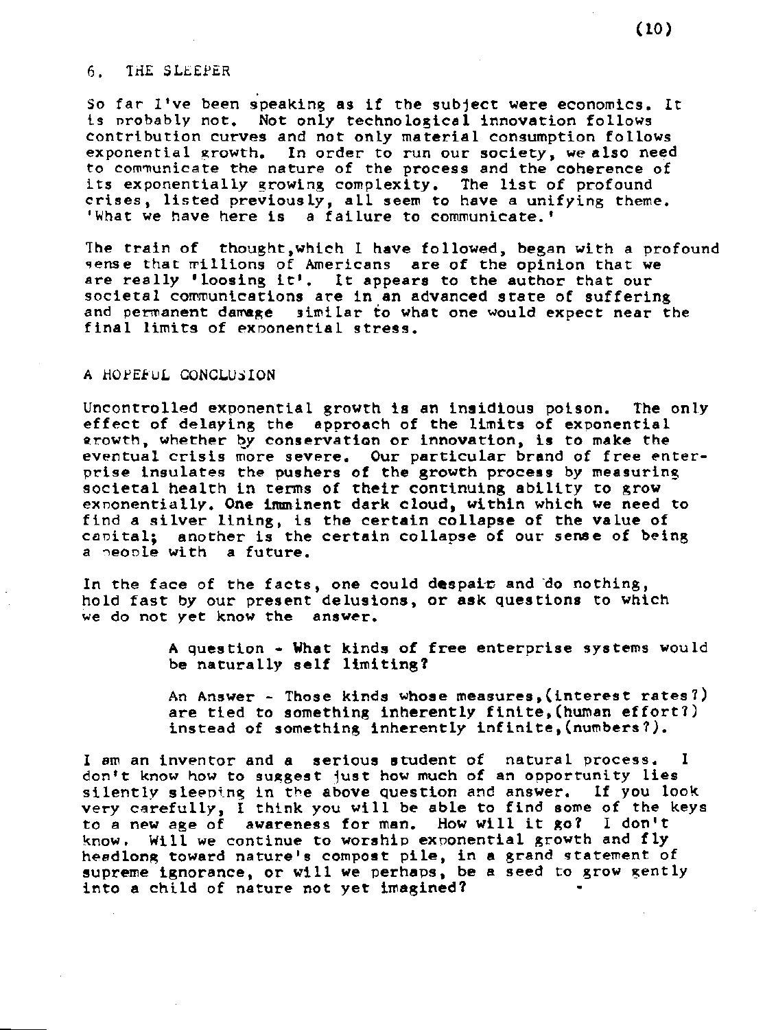## 6. THE SLEEPER

So far I've been speaking as if the subject were economics. It is probably not. Not only technological innovation follows contribution curves and not only material consumption follows exponential growth. In order to run our society, we also need to communicate the nature of the process and the coherence of its exponentially growing complexity. The list of profound crises, listed previously, all seem to have a unifying theme. 'What we have here is a failure to communicate.'

The train of thought, which I have followed, began with a profound sense that millions of Americans are of the opinion that we are really 'loosing it'. It appears to the author that our societal communications are in an advanced state of suffering and permanent damage similar to what one would expect near the final limits of exponential stress.

## A HOPEFUL CONCLUSION

Uncontrolled exponential growth is an insidious poison. The only effect of delaying the approach of the limits of exponential growth, whether by conservation or innovation, is to make the eventual crisis more severe. Our particular brand of free enterprise insulates the pushers of the growth process by measuring societal health in terms of their continuing ability to grow exponentially. One imminent dark cloud, within which we need to find a silver lining, is the certain collapse of the value of capital; another is the certain collapse of our sense of being a people with a future.

In the face of the facts, one could despair and do nothing, hold fast by our present delusions, or ask questions to which we do not yet know the answer.

> A question - What kinds of free enterprise systems would be naturally self limiting?
>
> An Answer - Those kinds whose measures,(interest rates?) are tied to something inherently finite,(human effort?) instead of something inherently infinite,(numbers?).

I am an inventor and a serious student of natural process. I don't know how to suggest just how much of an opportunity lies silently sleeping in the above question and answer. If you look very carefully, I think you will be able to find some of the keys to a new age of awareness for man. How will it go? I don't know. Will we continue to worship exponential growth and fly headlong toward nature's compost pile, in a grand statement of supreme ignorance, or will we perhaps, be a seed to grow gently into a child of nature not yet imagined?